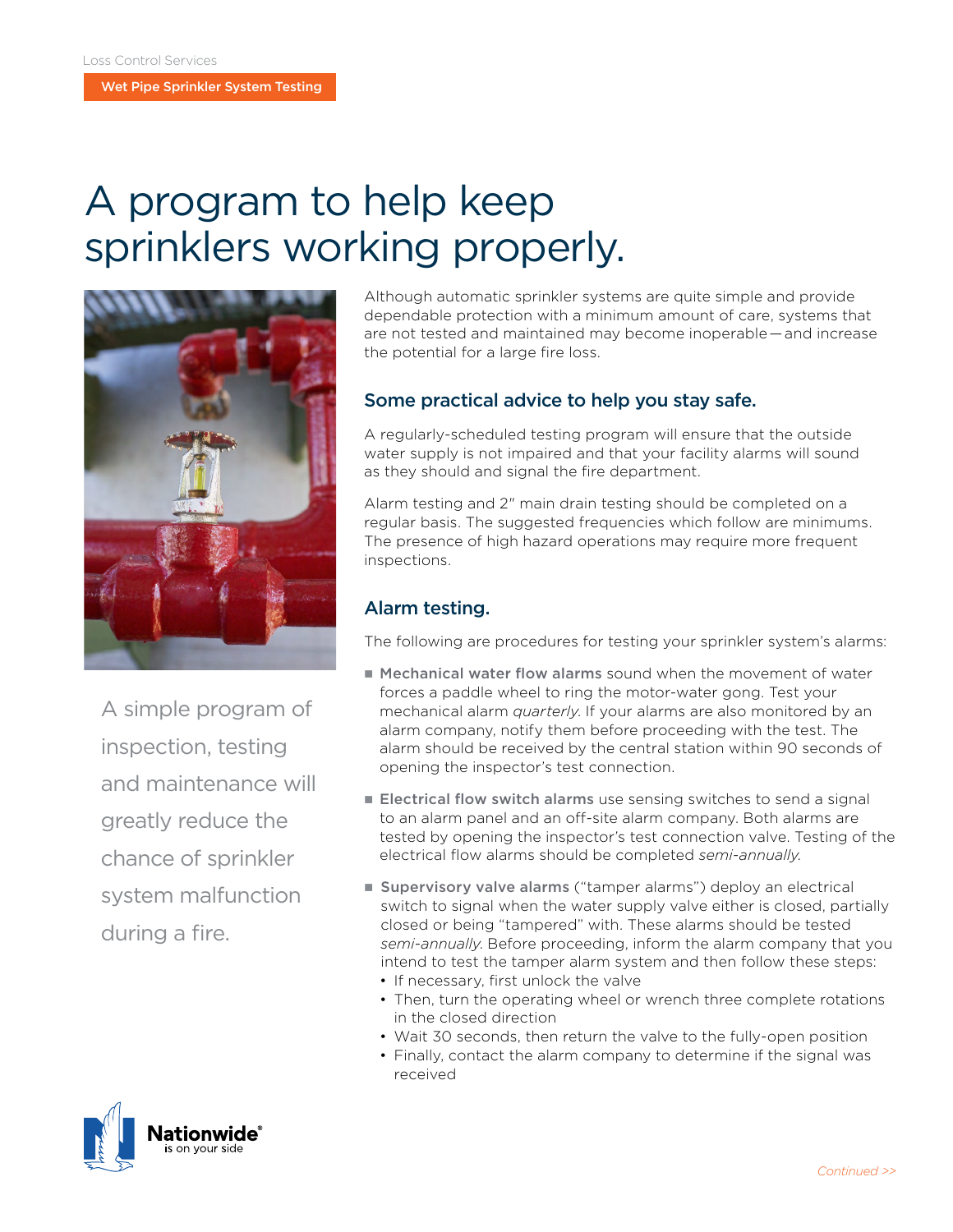Loss Control Services

Wet Pipe Sprinkler System Testing

# A program to help keep sprinklers working properly.

A simple program of inspection, testing and maintenance will greatly reduce the chance of sprinkler system malfunction during a fire.

Although automatic sprinkler systems are quite simple and provide dependable protection with a minimum amount of care, systems that are not tested and maintained may become inoperable—and increase the potential for a large fire loss.

## Some practical advice to help you stay safe.

A regularly-scheduled testing program will ensure that the outside water supply is not impaired and that your facility alarms will sound as they should and signal the fire department.

Alarm testing and 2" main drain testing should be completed on a regular basis. The suggested frequencies which follow are minimums. The presence of high hazard operations may require more frequent inspections.

## Alarm testing.

The following are procedures for testing your sprinkler system's alarms:

- **Mechanical water flow alarms** sound when the movement of water forces a paddle wheel to ring the motor-water gong. Test your mechanical alarm *quarterly*. If your alarms are also monitored by an alarm company, notify them before proceeding with the test. The alarm should be received by the central station within 90 seconds of opening the inspector's test connection.
- **Electrical flow switch alarms** use sensing switches to send a signal to an alarm panel and an off-site alarm company. Both alarms are tested by opening the inspector's test connection valve. Testing of the electrical flow alarms should be completed *semi-annually*.
- **Supervisory valve alarms** ("tamper alarms") deploy an electrical switch to signal when the water supply valve either is closed, partially closed or being "tampered" with. These alarms should be tested *semi-annually*. Before proceeding, inform the alarm company that you intend to test the tamper alarm system and then follow these steps:
  - If necessary, first unlock the valve
  - Then, turn the operating wheel or wrench three complete rotations in the closed direction
  - Wait 30 seconds, then return the valve to the fully-open position
  - Finally, contact the alarm company to determine if the signal was received

Nationwide® is on your side

*Continued >>*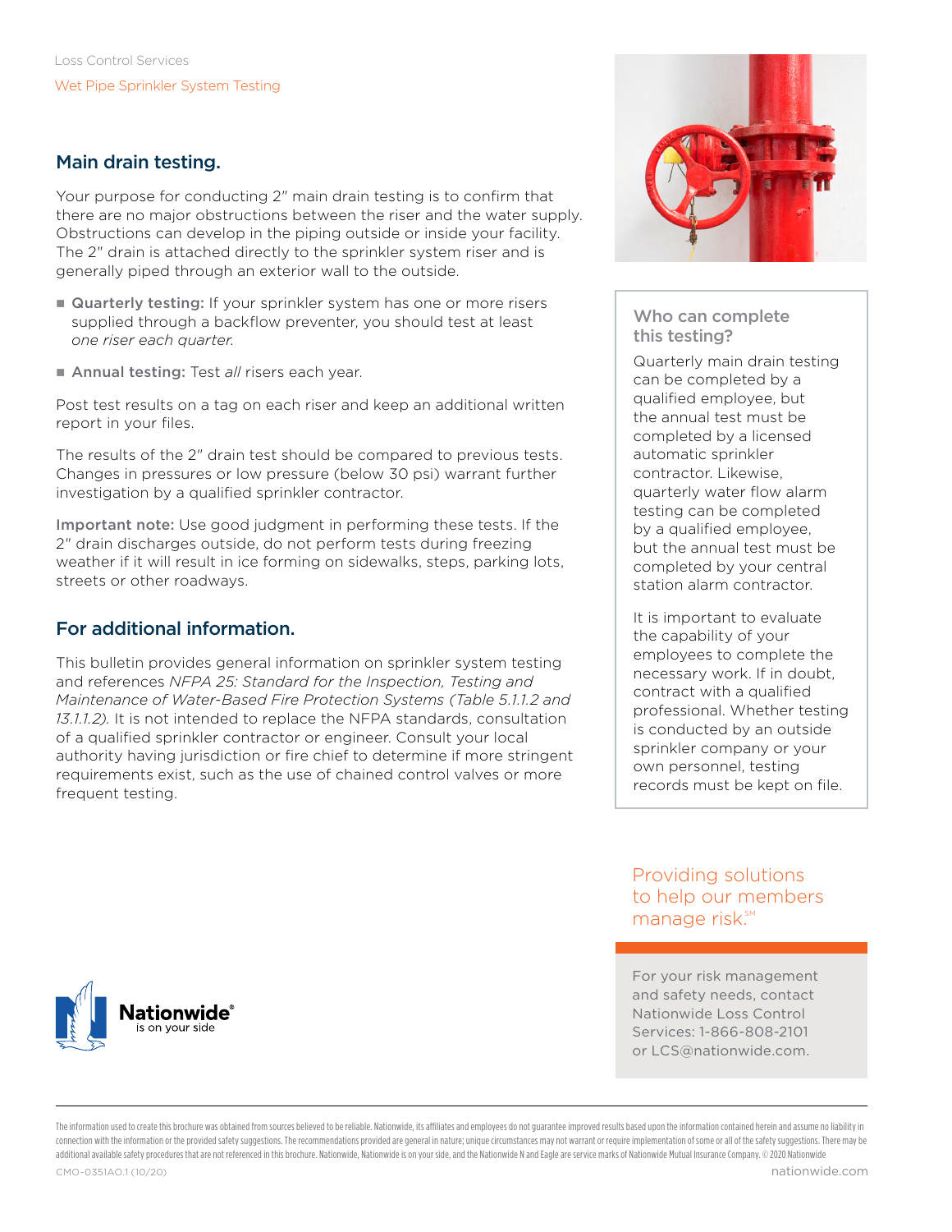## Main drain testing.

Your purpose for conducting 2" main drain testing is to confirm that there are no major obstructions between the riser and the water supply. Obstructions can develop in the piping outside or inside your facility. The 2" drain is attached directly to the sprinkler system riser and is generally piped through an exterior wall to the outside.

- **Quarterly testing:** If your sprinkler system has one or more risers supplied through a backflow preventer, you should test at least *one riser each quarter.*
- **Annual testing:** Test *all* risers each year.

Post test results on a tag on each riser and keep an additional written report in your files.

The results of the 2" drain test should be compared to previous tests. Changes in pressures or low pressure (below 30 psi) warrant further investigation by a qualified sprinkler contractor.

**Important note:** Use good judgment in performing these tests. If the 2" drain discharges outside, do not perform tests during freezing weather if it will result in ice forming on sidewalks, steps, parking lots, streets or other roadways.

## For additional information.

This bulletin provides general information on sprinkler system testing and references *NFPA 25: Standard for the Inspection, Testing and Maintenance of Water-Based Fire Protection Systems (Table 5.1.1.2 and 13.1.1.2).* It is not intended to replace the NFPA standards, consultation of a qualified sprinkler contractor or engineer. Consult your local authority having jurisdiction or fire chief to determine if more stringent requirements exist, such as the use of chained control valves or more frequent testing.

### Who can complete this testing?

Quarterly main drain testing can be completed by a qualified employee, but the annual test must be completed by a licensed automatic sprinkler contractor. Likewise, quarterly water flow alarm testing can be completed by a qualified employee, but the annual test must be completed by your central station alarm contractor.

It is important to evaluate the capability of your employees to complete the necessary work. If in doubt, contract with a qualified professional. Whether testing is conducted by an outside sprinkler company or your own personnel, testing records must be kept on file.

Providing solutions to help our members manage risk.℠

For your risk management and safety needs, contact Nationwide Loss Control Services: 1-866-808-2101 or LCS@nationwide.com.

Nationwide® is on your side

The information used to create this brochure was obtained from sources believed to be reliable. Nationwide, its affiliates and employees do not guarantee improved results based upon the information contained herein and assume no liability in connection with the information or the provided safety suggestions. The recommendations provided are general in nature; unique circumstances may not warrant or require implementation of some or all of the safety suggestions. There may be additional available safety procedures that are not referenced in this brochure. Nationwide, Nationwide is on your side, and the Nationwide N and Eagle are service marks of Nationwide Mutual Insurance Company. © 2020 Nationwide

CMO-0351AO.1 (10/20)

nationwide.com